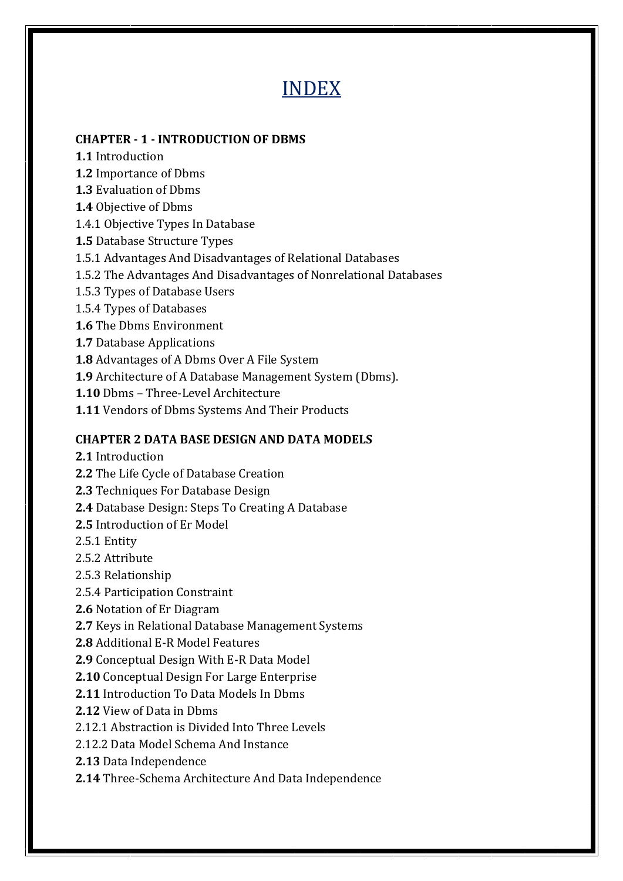# INDEX

**CHAPTER - 1 - INTRODUCTION OF DBMS**

**1.1** Introduction
**1.2** Importance of Dbms
**1.3** Evaluation of Dbms
**1.4** Objective of Dbms
1.4.1 Objective Types In Database
**1.5** Database Structure Types
1.5.1 Advantages And Disadvantages of Relational Databases
1.5.2 The Advantages And Disadvantages of Nonrelational Databases
1.5.3 Types of Database Users
1.5.4 Types of Databases
**1.6** The Dbms Environment
**1.7** Database Applications
**1.8** Advantages of A Dbms Over A File System
**1.9** Architecture of A Database Management System (Dbms).
**1.10** Dbms – Three-Level Architecture
**1.11** Vendors of Dbms Systems And Their Products

**CHAPTER 2 DATA BASE DESIGN AND DATA MODELS**

**2.1** Introduction
**2.2** The Life Cycle of Database Creation
**2.3** Techniques For Database Design
**2.4** Database Design: Steps To Creating A Database
**2.5** Introduction of Er Model
2.5.1 Entity
2.5.2 Attribute
2.5.3 Relationship
2.5.4 Participation Constraint
**2.6** Notation of Er Diagram
**2.7** Keys in Relational Database Management Systems
**2.8** Additional E-R Model Features
**2.9** Conceptual Design With E-R Data Model
**2.10** Conceptual Design For Large Enterprise
**2.11** Introduction To Data Models In Dbms
**2.12** View of Data in Dbms
2.12.1 Abstraction is Divided Into Three Levels
2.12.2 Data Model Schema And Instance
**2.13** Data Independence
**2.14** Three-Schema Architecture And Data Independence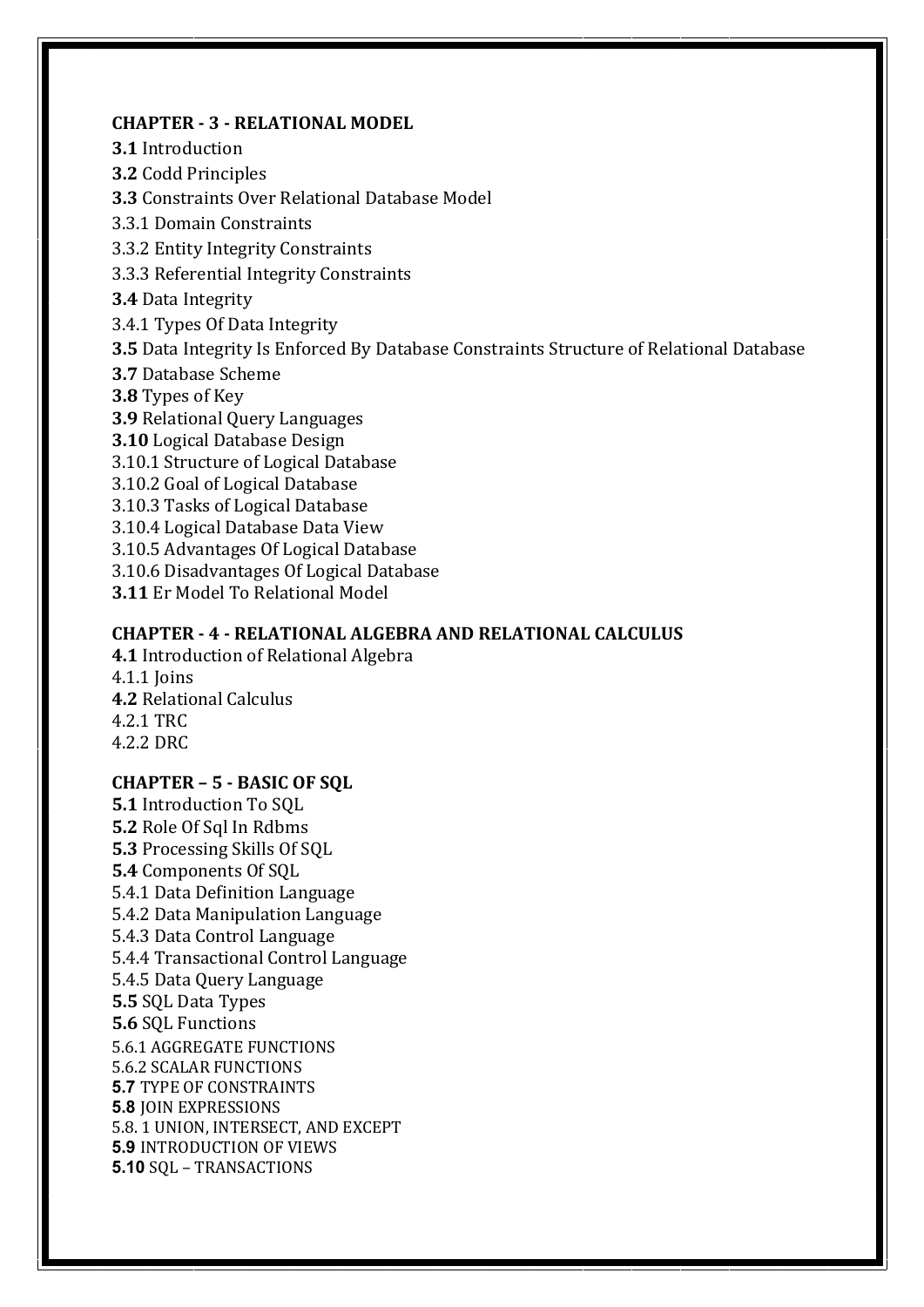**CHAPTER - 3 - RELATIONAL MODEL**

**3.1** Introduction

**3.2** Codd Principles

**3.3** Constraints Over Relational Database Model

3.3.1 Domain Constraints

3.3.2 Entity Integrity Constraints

3.3.3 Referential Integrity Constraints

**3.4** Data Integrity

3.4.1 Types Of Data Integrity

**3.5** Data Integrity Is Enforced By Database Constraints Structure of Relational Database

**3.7** Database Scheme

**3.8** Types of Key

**3.9** Relational Query Languages

**3.10** Logical Database Design

3.10.1 Structure of Logical Database

3.10.2 Goal of Logical Database

3.10.3 Tasks of Logical Database

3.10.4 Logical Database Data View

3.10.5 Advantages Of Logical Database

3.10.6 Disadvantages Of Logical Database

**3.11** Er Model To Relational Model

**CHAPTER - 4 - RELATIONAL ALGEBRA AND RELATIONAL CALCULUS**

**4.1** Introduction of Relational Algebra

4.1.1 Joins

**4.2** Relational Calculus

4.2.1 TRC

4.2.2 DRC

**CHAPTER – 5 - BASIC OF SQL**

**5.1** Introduction To SQL

**5.2** Role Of Sql In Rdbms

**5.3** Processing Skills Of SQL

**5.4** Components Of SQL

5.4.1 Data Definition Language

5.4.2 Data Manipulation Language

5.4.3 Data Control Language

5.4.4 Transactional Control Language

5.4.5 Data Query Language

**5.5** SQL Data Types

**5.6** SQL Functions

5.6.1 AGGREGATE FUNCTIONS

5.6.2 SCALAR FUNCTIONS

**5.7** TYPE OF CONSTRAINTS

**5.8** JOIN EXPRESSIONS

5.8. 1 UNION, INTERSECT, AND EXCEPT

**5.9** INTRODUCTION OF VIEWS

**5.10** SQL – TRANSACTIONS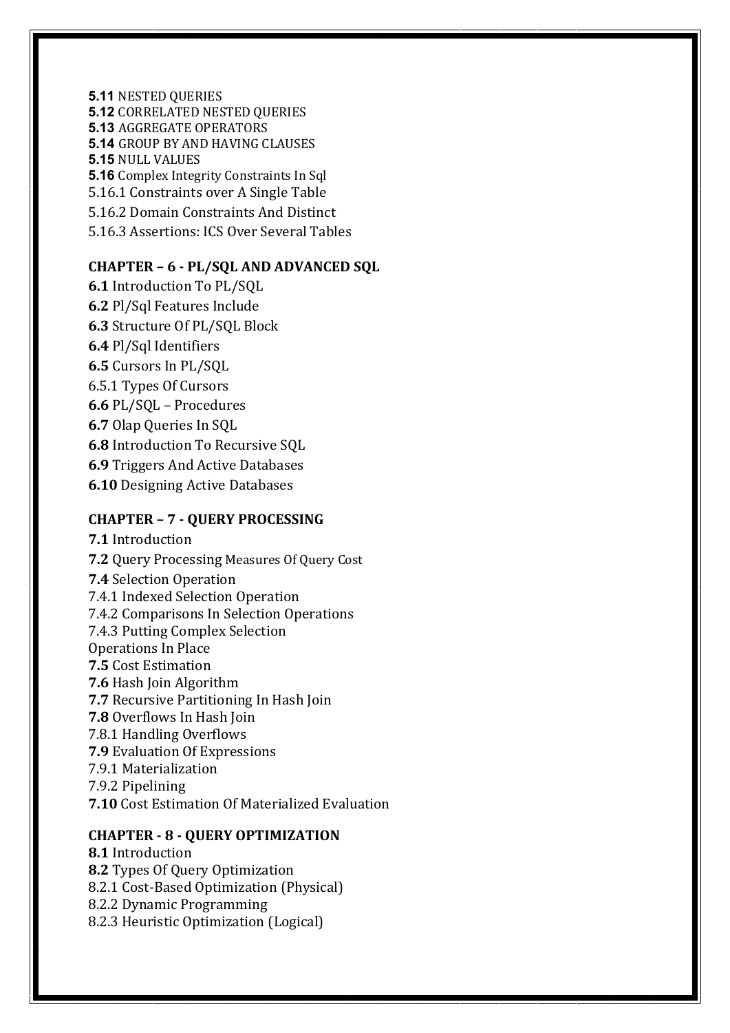**5.11** NESTED QUERIES
**5.12** CORRELATED NESTED QUERIES
**5.13** AGGREGATE OPERATORS
**5.14** GROUP BY AND HAVING CLAUSES
**5.15** NULL VALUES
**5.16** Complex Integrity Constraints In Sql
5.16.1 Constraints over A Single Table
5.16.2 Domain Constraints And Distinct
5.16.3 Assertions: ICS Over Several Tables

## CHAPTER – 6 - PL/SQL AND ADVANCED SQL

**6.1** Introduction To PL/SQL
**6.2** Pl/Sql Features Include
**6.3** Structure Of PL/SQL Block
**6.4** Pl/Sql Identifiers
**6.5** Cursors In PL/SQL
6.5.1 Types Of Cursors
**6.6** PL/SQL – Procedures
**6.7** Olap Queries In SQL
**6.8** Introduction To Recursive SQL
**6.9** Triggers And Active Databases
**6.10** Designing Active Databases

## CHAPTER – 7 - QUERY PROCESSING

**7.1** Introduction
**7.2** Query Processing Measures Of Query Cost
**7.4** Selection Operation
7.4.1 Indexed Selection Operation
7.4.2 Comparisons In Selection Operations
7.4.3 Putting Complex Selection
Operations In Place
**7.5** Cost Estimation
**7.6** Hash Join Algorithm
**7.7** Recursive Partitioning In Hash Join
**7.8** Overflows In Hash Join
7.8.1 Handling Overflows
**7.9** Evaluation Of Expressions
7.9.1 Materialization
7.9.2 Pipelining
**7.10** Cost Estimation Of Materialized Evaluation

## CHAPTER - 8 - QUERY OPTIMIZATION

**8.1** Introduction
**8.2** Types Of Query Optimization
8.2.1 Cost-Based Optimization (Physical)
8.2.2 Dynamic Programming
8.2.3 Heuristic Optimization (Logical)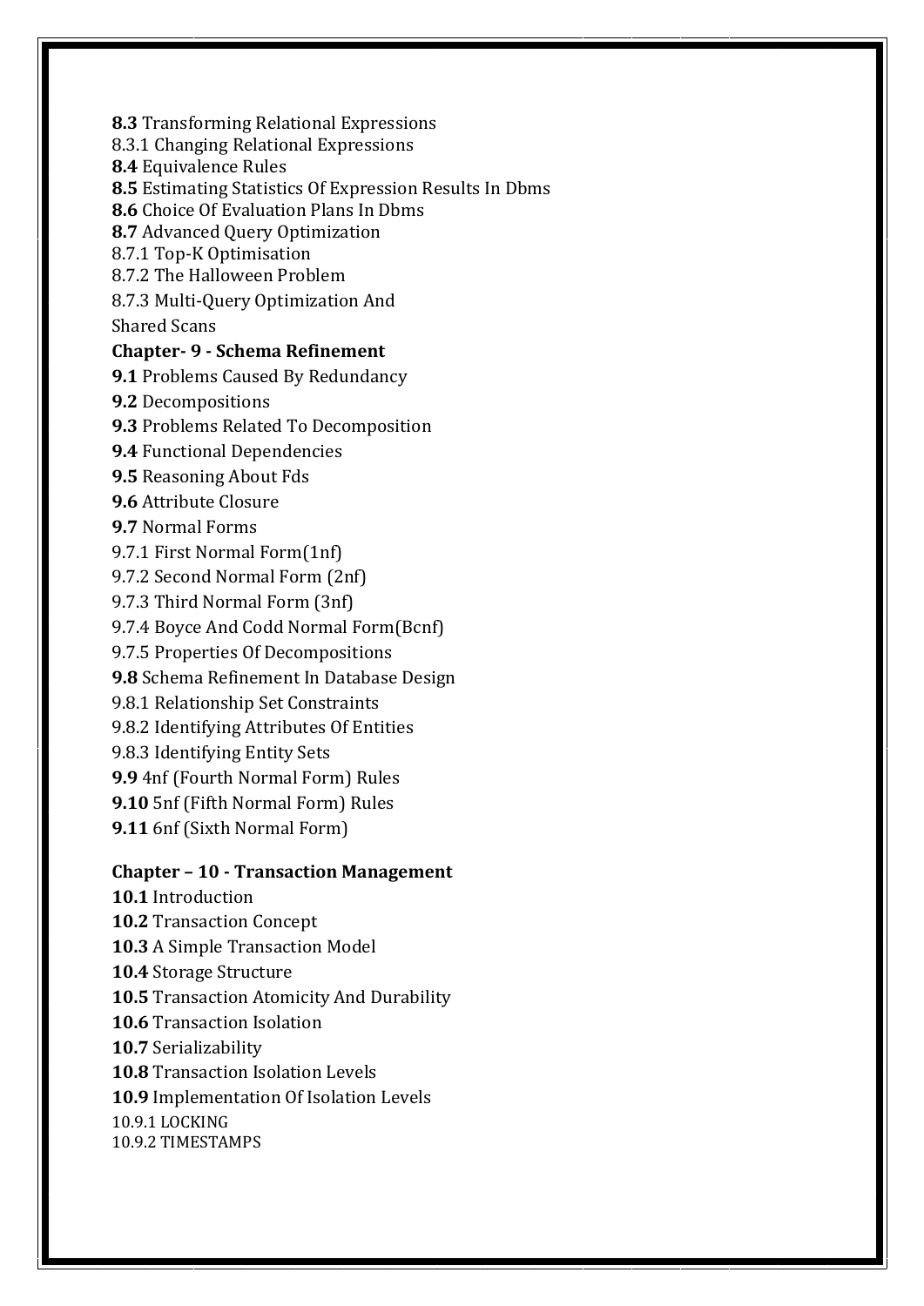**8.3** Transforming Relational Expressions

8.3.1 Changing Relational Expressions

**8.4** Equivalence Rules

**8.5** Estimating Statistics Of Expression Results In Dbms

**8.6** Choice Of Evaluation Plans In Dbms

**8.7** Advanced Query Optimization

8.7.1 Top-K Optimisation

8.7.2 The Halloween Problem

8.7.3 Multi-Query Optimization And Shared Scans

**Chapter- 9 - Schema Refinement**

**9.1** Problems Caused By Redundancy

**9.2** Decompositions

**9.3** Problems Related To Decomposition

**9.4** Functional Dependencies

**9.5** Reasoning About Fds

**9.6** Attribute Closure

**9.7** Normal Forms

9.7.1 First Normal Form(1nf)

9.7.2 Second Normal Form (2nf)

9.7.3 Third Normal Form (3nf)

9.7.4 Boyce And Codd Normal Form(Bcnf)

9.7.5 Properties Of Decompositions

**9.8** Schema Refinement In Database Design

9.8.1 Relationship Set Constraints

9.8.2 Identifying Attributes Of Entities

9.8.3 Identifying Entity Sets

**9.9** 4nf (Fourth Normal Form) Rules

**9.10** 5nf (Fifth Normal Form) Rules

**9.11** 6nf (Sixth Normal Form)

**Chapter – 10 - Transaction Management**

**10.1** Introduction

**10.2** Transaction Concept

**10.3** A Simple Transaction Model

**10.4** Storage Structure

**10.5** Transaction Atomicity And Durability

**10.6** Transaction Isolation

**10.7** Serializability

**10.8** Transaction Isolation Levels

**10.9** Implementation Of Isolation Levels

10.9.1 LOCKING

10.9.2 TIMESTAMPS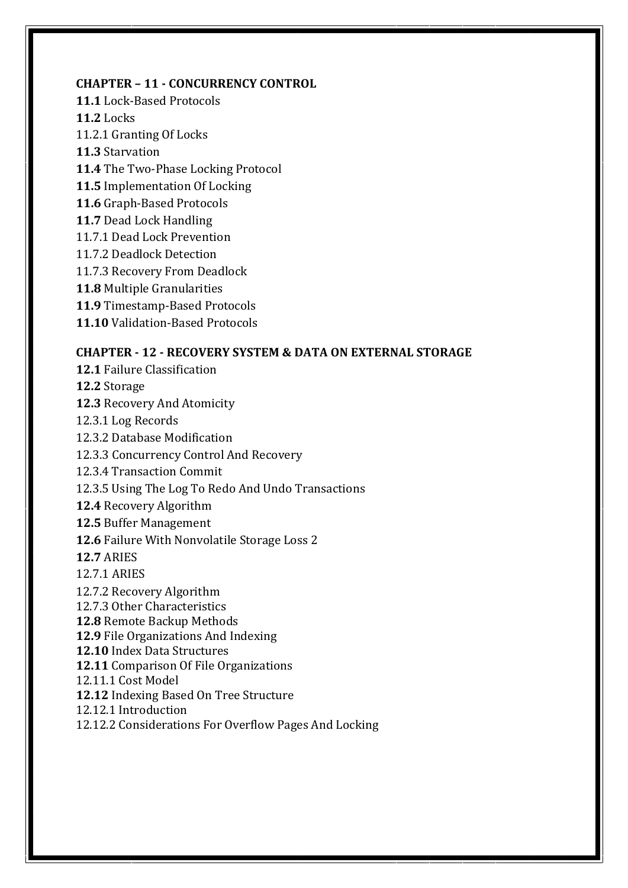**CHAPTER – 11 - CONCURRENCY CONTROL**

**11.1** Lock-Based Protocols
**11.2** Locks
11.2.1 Granting Of Locks
**11.3** Starvation
**11.4** The Two-Phase Locking Protocol
**11.5** Implementation Of Locking
**11.6** Graph-Based Protocols
**11.7** Dead Lock Handling
11.7.1 Dead Lock Prevention
11.7.2 Deadlock Detection
11.7.3 Recovery From Deadlock
**11.8** Multiple Granularities
**11.9** Timestamp-Based Protocols
**11.10** Validation-Based Protocols

**CHAPTER - 12 - RECOVERY SYSTEM & DATA ON EXTERNAL STORAGE**

**12.1** Failure Classification
**12.2** Storage
**12.3** Recovery And Atomicity
12.3.1 Log Records
12.3.2 Database Modification
12.3.3 Concurrency Control And Recovery
12.3.4 Transaction Commit
12.3.5 Using The Log To Redo And Undo Transactions
**12.4** Recovery Algorithm
**12.5** Buffer Management
**12.6** Failure With Nonvolatile Storage Loss 2
**12.7** ARIES
12.7.1 ARIES
12.7.2 Recovery Algorithm
12.7.3 Other Characteristics
**12.8** Remote Backup Methods
**12.9** File Organizations And Indexing
**12.10** Index Data Structures
**12.11** Comparison Of File Organizations
12.11.1 Cost Model
**12.12** Indexing Based On Tree Structure
12.12.1 Introduction
12.12.2 Considerations For Overflow Pages And Locking